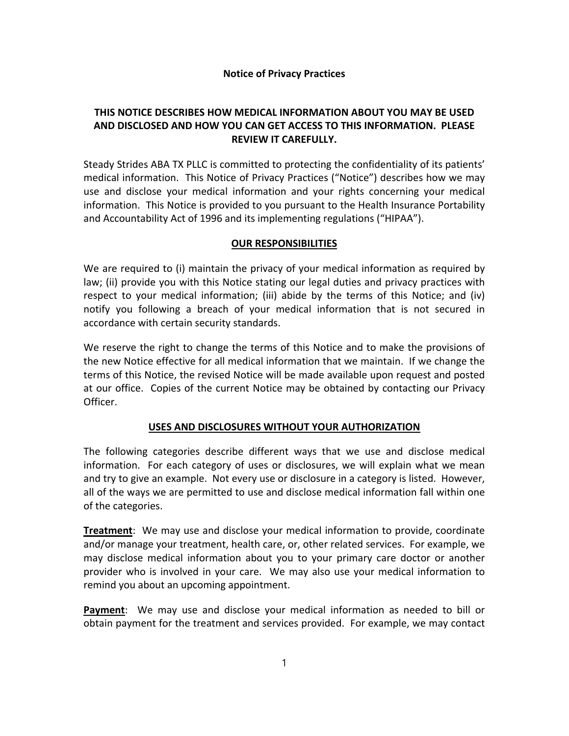# Notice of Privacy Practices

**THIS NOTICE DESCRIBES HOW MEDICAL INFORMATION ABOUT YOU MAY BE USED AND DISCLOSED AND HOW YOU CAN GET ACCESS TO THIS INFORMATION. PLEASE REVIEW IT CAREFULLY.**

Steady Strides ABA TX PLLC is committed to protecting the confidentiality of its patients' medical information. This Notice of Privacy Practices ("Notice") describes how we may use and disclose your medical information and your rights concerning your medical information. This Notice is provided to you pursuant to the Health Insurance Portability and Accountability Act of 1996 and its implementing regulations ("HIPAA").

## OUR RESPONSIBILITIES

We are required to (i) maintain the privacy of your medical information as required by law; (ii) provide you with this Notice stating our legal duties and privacy practices with respect to your medical information; (iii) abide by the terms of this Notice; and (iv) notify you following a breach of your medical information that is not secured in accordance with certain security standards.

We reserve the right to change the terms of this Notice and to make the provisions of the new Notice effective for all medical information that we maintain. If we change the terms of this Notice, the revised Notice will be made available upon request and posted at our office. Copies of the current Notice may be obtained by contacting our Privacy Officer.

## USES AND DISCLOSURES WITHOUT YOUR AUTHORIZATION

The following categories describe different ways that we use and disclose medical information. For each category of uses or disclosures, we will explain what we mean and try to give an example. Not every use or disclosure in a category is listed. However, all of the ways we are permitted to use and disclose medical information fall within one of the categories.

**Treatment**: We may use and disclose your medical information to provide, coordinate and/or manage your treatment, health care, or, other related services. For example, we may disclose medical information about you to your primary care doctor or another provider who is involved in your care. We may also use your medical information to remind you about an upcoming appointment.

**Payment**: We may use and disclose your medical information as needed to bill or obtain payment for the treatment and services provided. For example, we may contact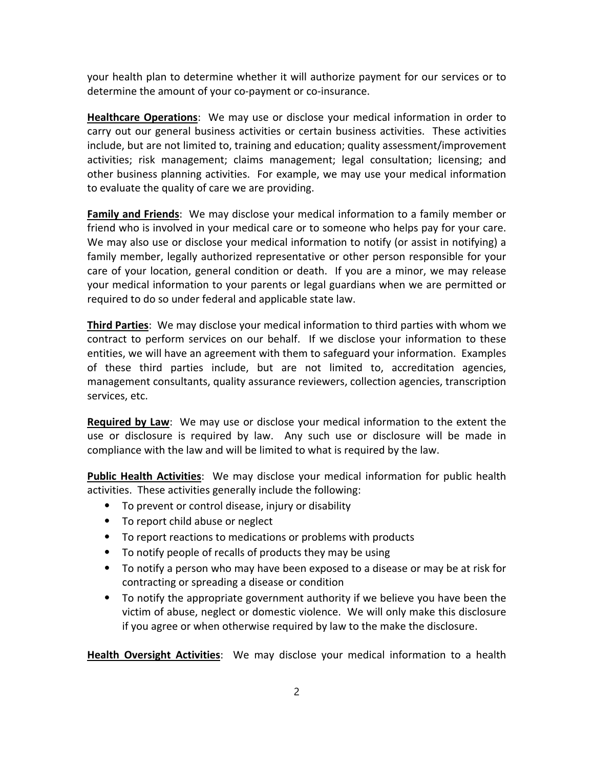your health plan to determine whether it will authorize payment for our services or to determine the amount of your co-payment or co-insurance.

**Healthcare Operations**: We may use or disclose your medical information in order to carry out our general business activities or certain business activities. These activities include, but are not limited to, training and education; quality assessment/improvement activities; risk management; claims management; legal consultation; licensing; and other business planning activities. For example, we may use your medical information to evaluate the quality of care we are providing.

**Family and Friends**: We may disclose your medical information to a family member or friend who is involved in your medical care or to someone who helps pay for your care. We may also use or disclose your medical information to notify (or assist in notifying) a family member, legally authorized representative or other person responsible for your care of your location, general condition or death. If you are a minor, we may release your medical information to your parents or legal guardians when we are permitted or required to do so under federal and applicable state law.

**Third Parties**: We may disclose your medical information to third parties with whom we contract to perform services on our behalf. If we disclose your information to these entities, we will have an agreement with them to safeguard your information. Examples of these third parties include, but are not limited to, accreditation agencies, management consultants, quality assurance reviewers, collection agencies, transcription services, etc.

**Required by Law**: We may use or disclose your medical information to the extent the use or disclosure is required by law. Any such use or disclosure will be made in compliance with the law and will be limited to what is required by the law.

**Public Health Activities**: We may disclose your medical information for public health activities. These activities generally include the following:

- To prevent or control disease, injury or disability
- To report child abuse or neglect
- To report reactions to medications or problems with products
- To notify people of recalls of products they may be using
- To notify a person who may have been exposed to a disease or may be at risk for contracting or spreading a disease or condition
- To notify the appropriate government authority if we believe you have been the victim of abuse, neglect or domestic violence. We will only make this disclosure if you agree or when otherwise required by law to the make the disclosure.

**Health Oversight Activities**: We may disclose your medical information to a health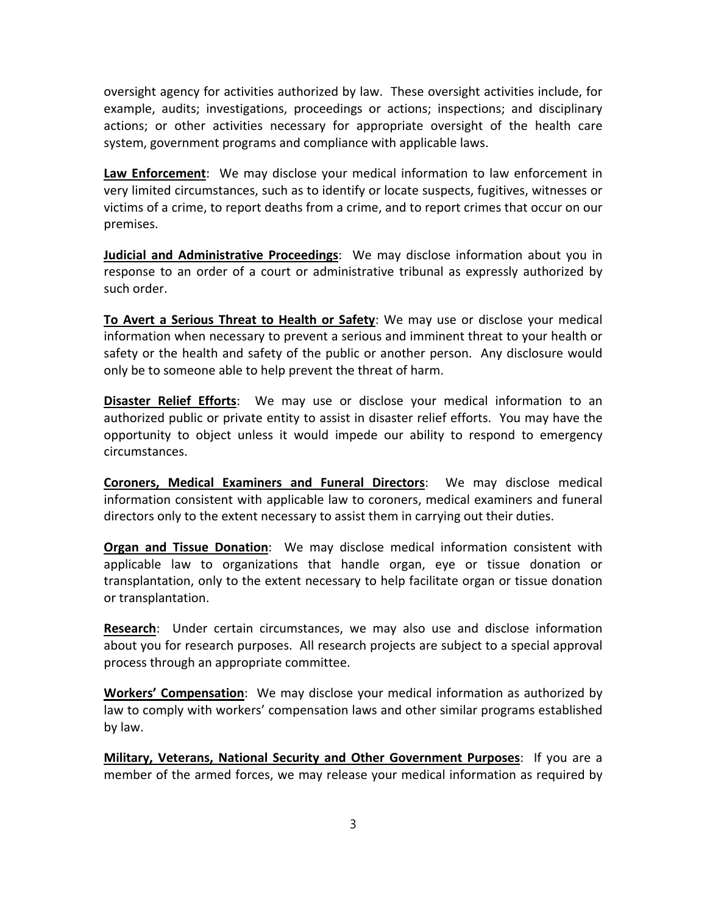oversight agency for activities authorized by law. These oversight activities include, for example, audits; investigations, proceedings or actions; inspections; and disciplinary actions; or other activities necessary for appropriate oversight of the health care system, government programs and compliance with applicable laws.

**Law Enforcement**: We may disclose your medical information to law enforcement in very limited circumstances, such as to identify or locate suspects, fugitives, witnesses or victims of a crime, to report deaths from a crime, and to report crimes that occur on our premises.

**Judicial and Administrative Proceedings**: We may disclose information about you in response to an order of a court or administrative tribunal as expressly authorized by such order.

**To Avert a Serious Threat to Health or Safety**: We may use or disclose your medical information when necessary to prevent a serious and imminent threat to your health or safety or the health and safety of the public or another person. Any disclosure would only be to someone able to help prevent the threat of harm.

**Disaster Relief Efforts**: We may use or disclose your medical information to an authorized public or private entity to assist in disaster relief efforts. You may have the opportunity to object unless it would impede our ability to respond to emergency circumstances.

**Coroners, Medical Examiners and Funeral Directors**: We may disclose medical information consistent with applicable law to coroners, medical examiners and funeral directors only to the extent necessary to assist them in carrying out their duties.

**Organ and Tissue Donation**: We may disclose medical information consistent with applicable law to organizations that handle organ, eye or tissue donation or transplantation, only to the extent necessary to help facilitate organ or tissue donation or transplantation.

**Research**: Under certain circumstances, we may also use and disclose information about you for research purposes. All research projects are subject to a special approval process through an appropriate committee.

**Workers' Compensation**: We may disclose your medical information as authorized by law to comply with workers' compensation laws and other similar programs established by law.

**Military, Veterans, National Security and Other Government Purposes**: If you are a member of the armed forces, we may release your medical information as required by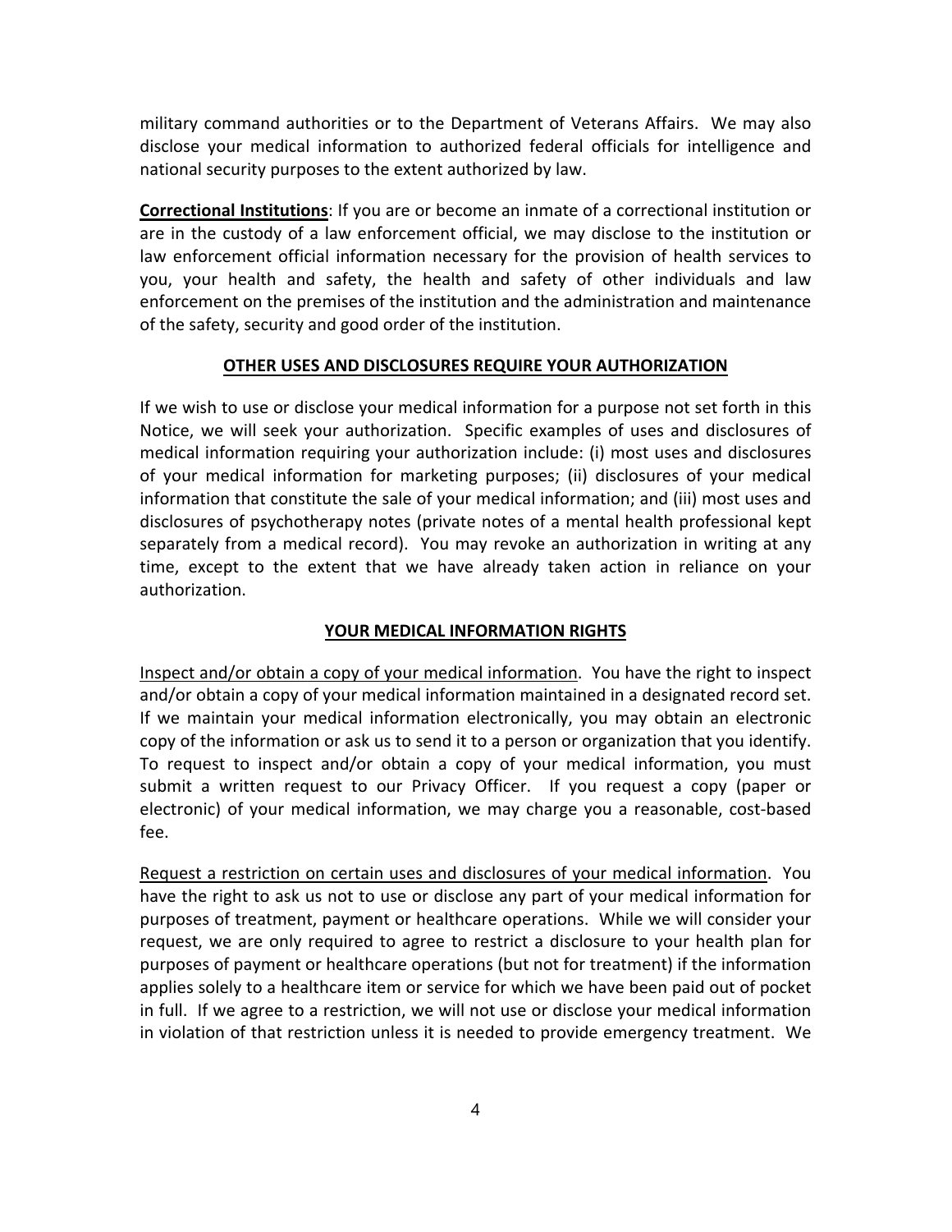military command authorities or to the Department of Veterans Affairs. We may also disclose your medical information to authorized federal officials for intelligence and national security purposes to the extent authorized by law.

**Correctional Institutions**: If you are or become an inmate of a correctional institution or are in the custody of a law enforcement official, we may disclose to the institution or law enforcement official information necessary for the provision of health services to you, your health and safety, the health and safety of other individuals and law enforcement on the premises of the institution and the administration and maintenance of the safety, security and good order of the institution.

## OTHER USES AND DISCLOSURES REQUIRE YOUR AUTHORIZATION

If we wish to use or disclose your medical information for a purpose not set forth in this Notice, we will seek your authorization. Specific examples of uses and disclosures of medical information requiring your authorization include: (i) most uses and disclosures of your medical information for marketing purposes; (ii) disclosures of your medical information that constitute the sale of your medical information; and (iii) most uses and disclosures of psychotherapy notes (private notes of a mental health professional kept separately from a medical record). You may revoke an authorization in writing at any time, except to the extent that we have already taken action in reliance on your authorization.

## YOUR MEDICAL INFORMATION RIGHTS

Inspect and/or obtain a copy of your medical information. You have the right to inspect and/or obtain a copy of your medical information maintained in a designated record set. If we maintain your medical information electronically, you may obtain an electronic copy of the information or ask us to send it to a person or organization that you identify. To request to inspect and/or obtain a copy of your medical information, you must submit a written request to our Privacy Officer. If you request a copy (paper or electronic) of your medical information, we may charge you a reasonable, cost-based fee.

Request a restriction on certain uses and disclosures of your medical information. You have the right to ask us not to use or disclose any part of your medical information for purposes of treatment, payment or healthcare operations. While we will consider your request, we are only required to agree to restrict a disclosure to your health plan for purposes of payment or healthcare operations (but not for treatment) if the information applies solely to a healthcare item or service for which we have been paid out of pocket in full. If we agree to a restriction, we will not use or disclose your medical information in violation of that restriction unless it is needed to provide emergency treatment. We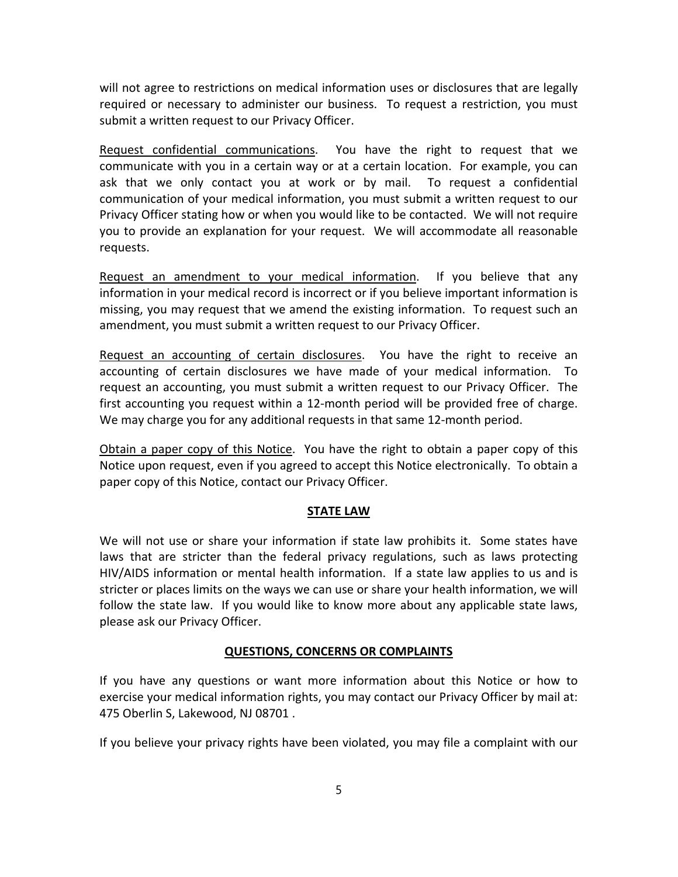will not agree to restrictions on medical information uses or disclosures that are legally required or necessary to administer our business. To request a restriction, you must submit a written request to our Privacy Officer.

Request confidential communications. You have the right to request that we communicate with you in a certain way or at a certain location. For example, you can ask that we only contact you at work or by mail. To request a confidential communication of your medical information, you must submit a written request to our Privacy Officer stating how or when you would like to be contacted. We will not require you to provide an explanation for your request. We will accommodate all reasonable requests.

Request an amendment to your medical information. If you believe that any information in your medical record is incorrect or if you believe important information is missing, you may request that we amend the existing information. To request such an amendment, you must submit a written request to our Privacy Officer.

Request an accounting of certain disclosures. You have the right to receive an accounting of certain disclosures we have made of your medical information. To request an accounting, you must submit a written request to our Privacy Officer. The first accounting you request within a 12-month period will be provided free of charge. We may charge you for any additional requests in that same 12-month period.

Obtain a paper copy of this Notice. You have the right to obtain a paper copy of this Notice upon request, even if you agreed to accept this Notice electronically. To obtain a paper copy of this Notice, contact our Privacy Officer.

## STATE LAW

We will not use or share your information if state law prohibits it. Some states have laws that are stricter than the federal privacy regulations, such as laws protecting HIV/AIDS information or mental health information. If a state law applies to us and is stricter or places limits on the ways we can use or share your health information, we will follow the state law. If you would like to know more about any applicable state laws, please ask our Privacy Officer.

## QUESTIONS, CONCERNS OR COMPLAINTS

If you have any questions or want more information about this Notice or how to exercise your medical information rights, you may contact our Privacy Officer by mail at: 475 Oberlin S, Lakewood, NJ 08701 .

If you believe your privacy rights have been violated, you may file a complaint with our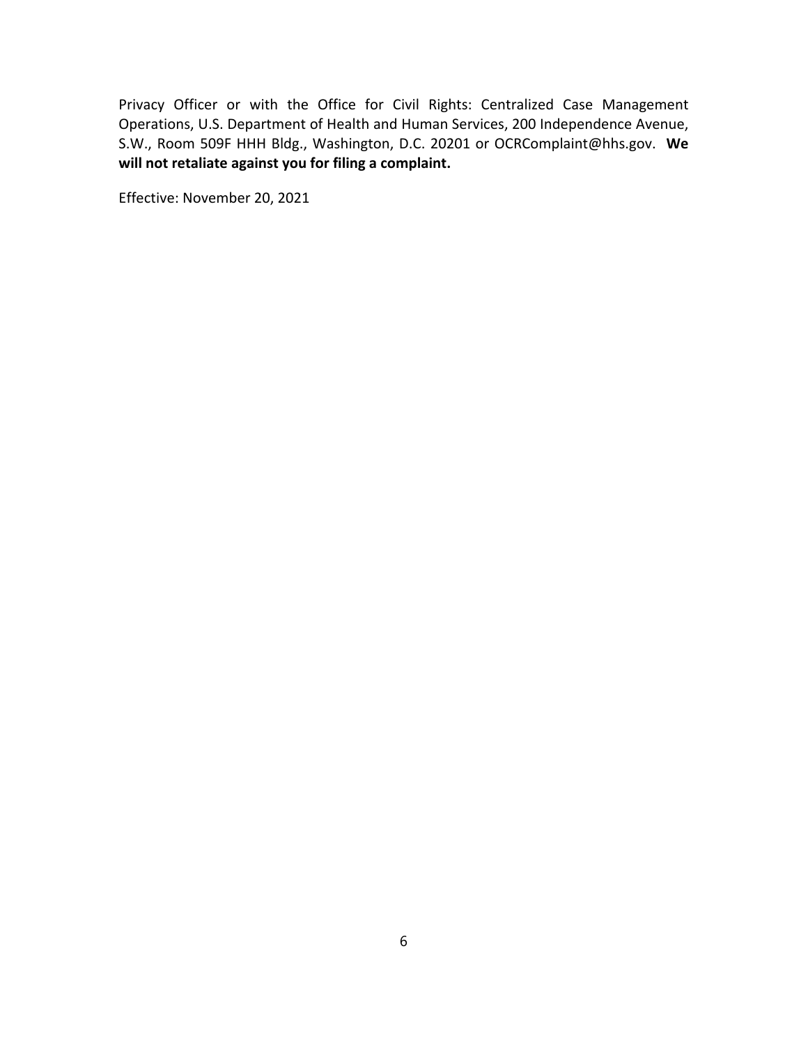Privacy Officer or with the Office for Civil Rights: Centralized Case Management Operations, U.S. Department of Health and Human Services, 200 Independence Avenue, S.W., Room 509F HHH Bldg., Washington, D.C. 20201 or OCRComplaint@hhs.gov. **We will not retaliate against you for filing a complaint.**

Effective: November 20, 2021